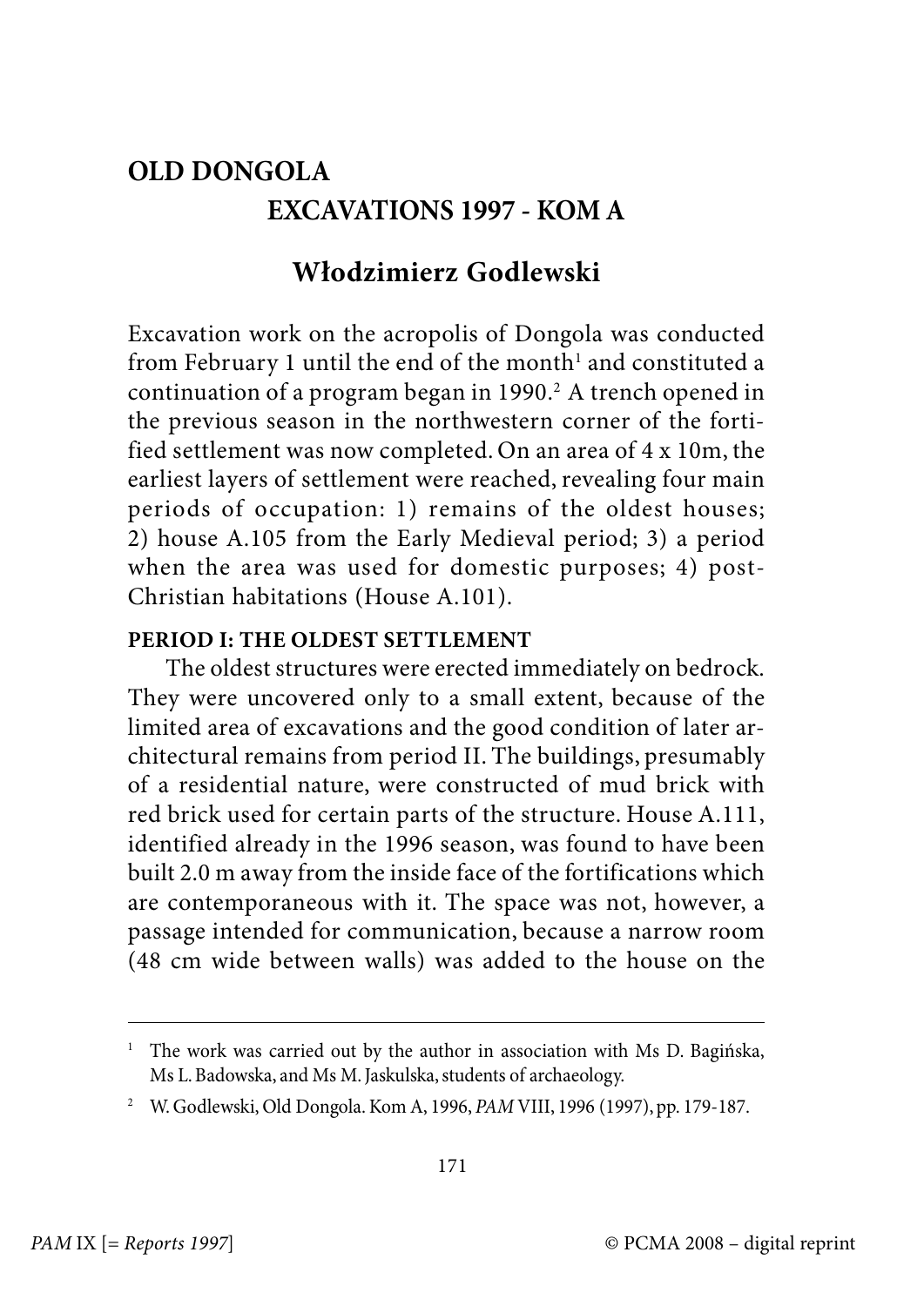# OLD DONGOLA
## EXCAVATIONS 1997 - KOM A

### Włodzimierz Godlewski

Excavation work on the acropolis of Dongola was conducted from February 1 until the end of the month[1] and constituted a continuation of a program began in 1990.[2] A trench opened in the previous season in the northwestern corner of the fortified settlement was now completed. On an area of 4 x 10m, the earliest layers of settlement were reached, revealing four main periods of occupation: 1) remains of the oldest houses; 2) house A.105 from the Early Medieval period; 3) a period when the area was used for domestic purposes; 4) post-Christian habitations (House A.101).

**PERIOD I: THE OLDEST SETTLEMENT**

The oldest structures were erected immediately on bedrock. They were uncovered only to a small extent, because of the limited area of excavations and the good condition of later architectural remains from period II. The buildings, presumably of a residential nature, were constructed of mud brick with red brick used for certain parts of the structure. House A.111, identified already in the 1996 season, was found to have been built 2.0 m away from the inside face of the fortifications which are contemporaneous with it. The space was not, however, a passage intended for communication, because a narrow room (48 cm wide between walls) was added to the house on the

---

[1] The work was carried out by the author in association with Ms D. Bagińska, Ms L. Badowska, and Ms M. Jaskulska, students of archaeology.

[2] W. Godlewski, Old Dongola. Kom A, 1996, *PAM* VIII, 1996 (1997), pp. 179-187.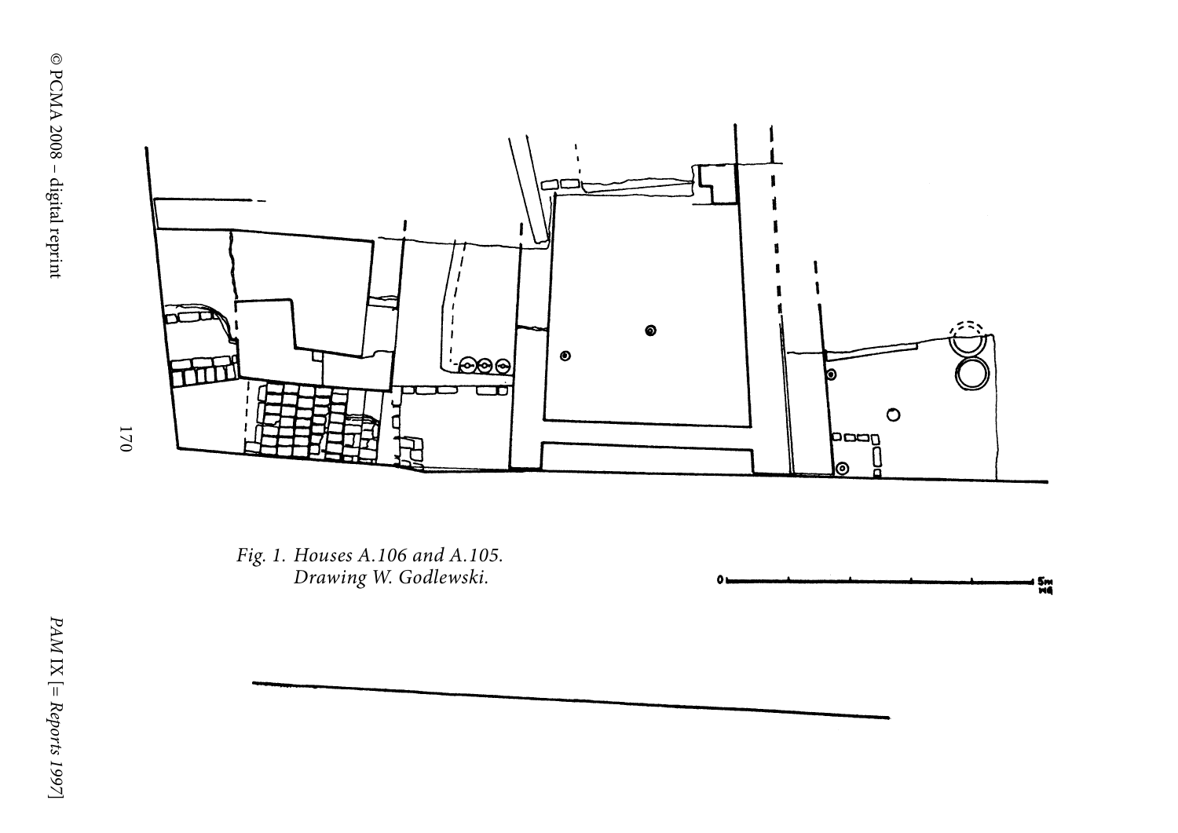*Fig. 1. Houses A.106 and A.105.*
*Drawing W. Godlewski.*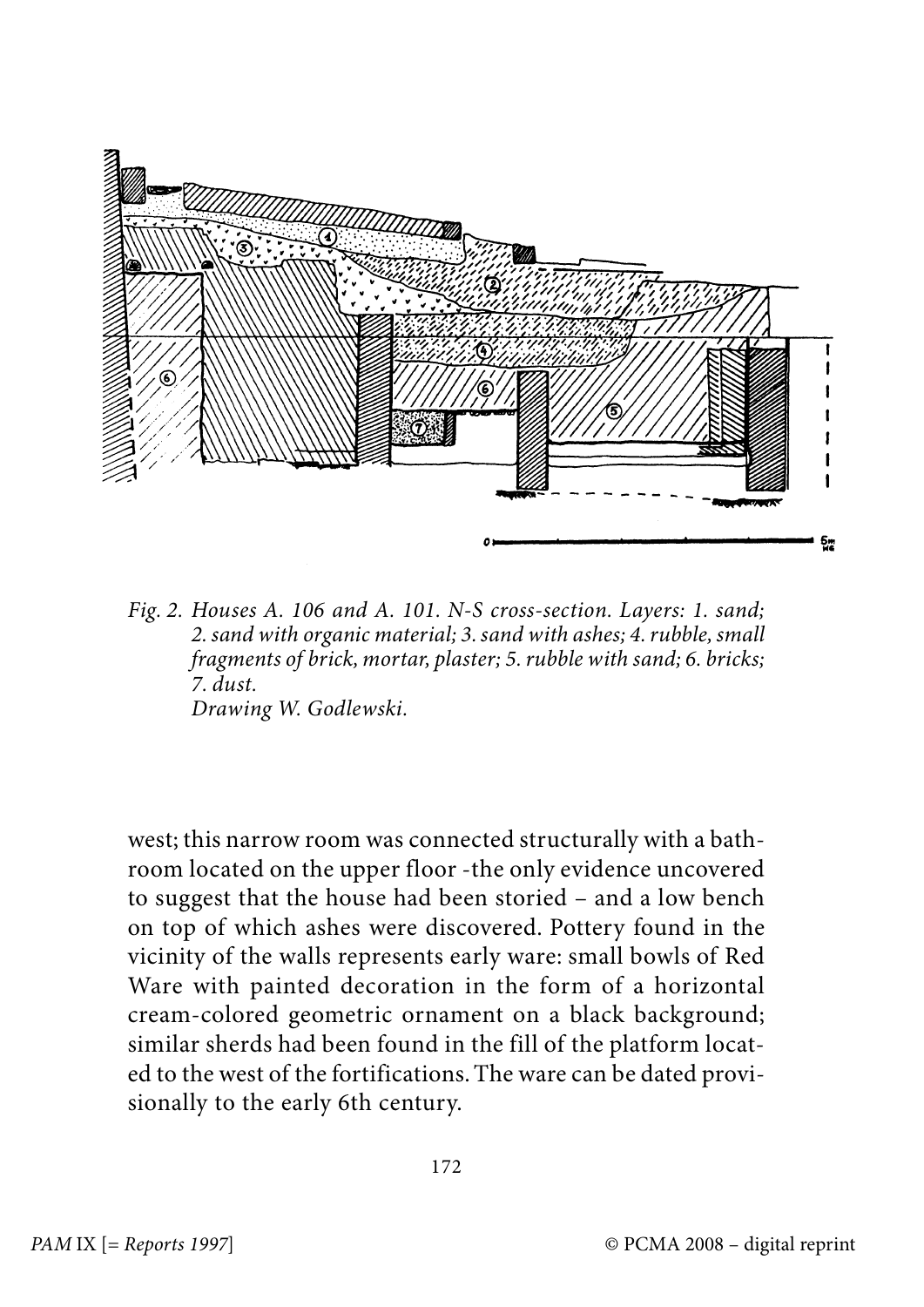*Fig. 2. Houses A. 106 and A. 101. N-S cross-section. Layers: 1. sand; 2. sand with organic material; 3. sand with ashes; 4. rubble, small fragments of brick, mortar, plaster; 5. rubble with sand; 6. bricks; 7. dust.*
*Drawing W. Godlewski.*

west; this narrow room was connected structurally with a bathroom located on the upper floor -the only evidence uncovered to suggest that the house had been storied – and a low bench on top of which ashes were discovered. Pottery found in the vicinity of the walls represents early ware: small bowls of Red Ware with painted decoration in the form of a horizontal cream-colored geometric ornament on a black background; similar sherds had been found in the fill of the platform located to the west of the fortifications. The ware can be dated provisionally to the early 6th century.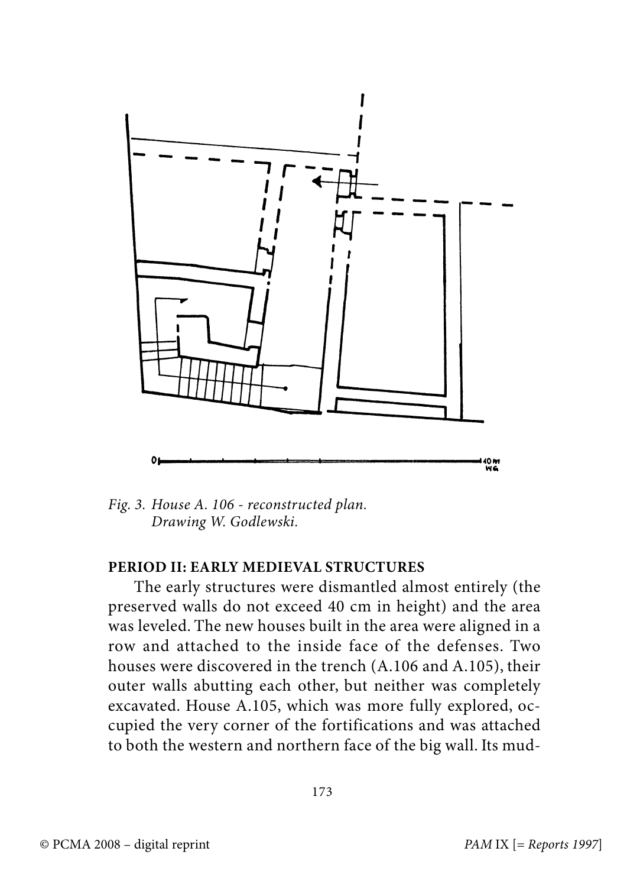*Fig. 3. House A. 106 - reconstructed plan. Drawing W. Godlewski.*

**PERIOD II: EARLY MEDIEVAL STRUCTURES**

The early structures were dismantled almost entirely (the preserved walls do not exceed 40 cm in height) and the area was leveled. The new houses built in the area were aligned in a row and attached to the inside face of the defenses. Two houses were discovered in the trench (A.106 and A.105), their outer walls abutting each other, but neither was completely excavated. House A.105, which was more fully explored, occupied the very corner of the fortifications and was attached to both the western and northern face of the big wall. Its mud-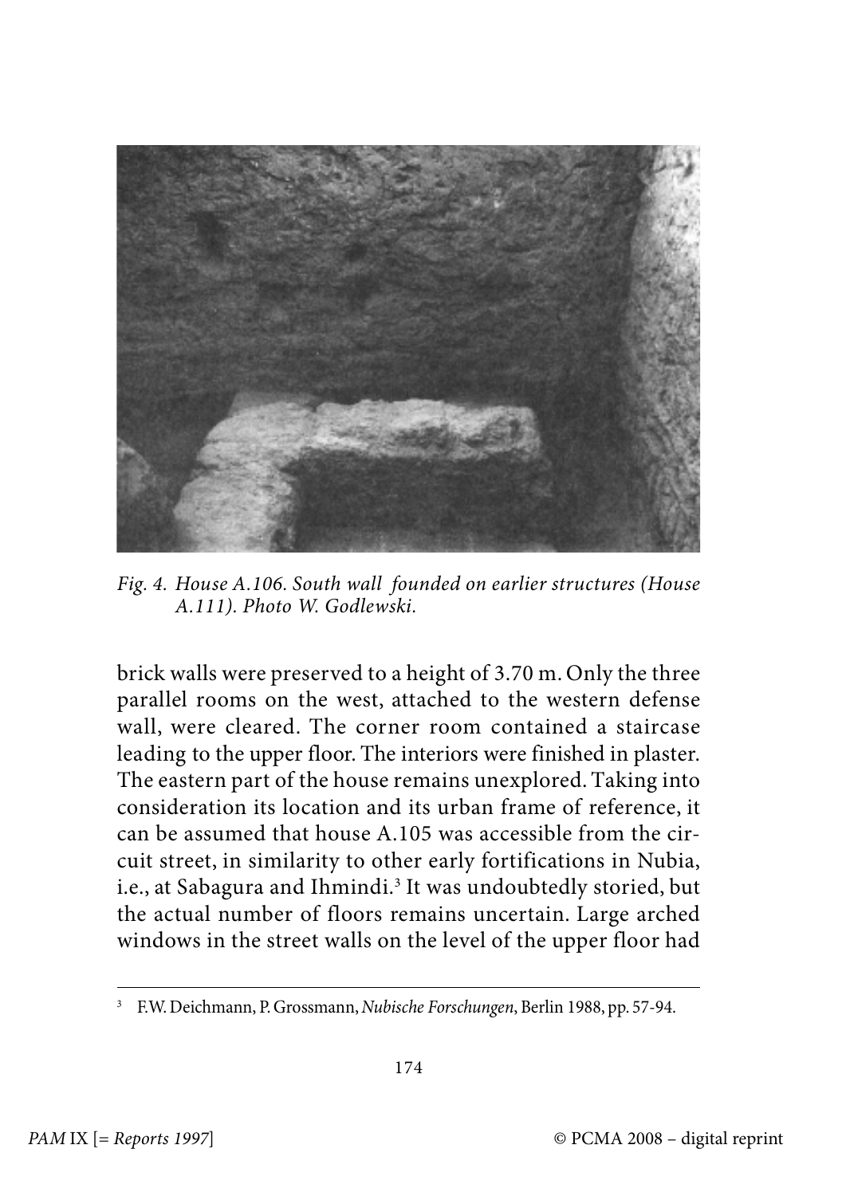*Fig. 4. House A.106. South wall founded on earlier structures (House A.111). Photo W. Godlewski.*

brick walls were preserved to a height of 3.70 m. Only the three parallel rooms on the west, attached to the western defense wall, were cleared. The corner room contained a staircase leading to the upper floor. The interiors were finished in plaster. The eastern part of the house remains unexplored. Taking into consideration its location and its urban frame of reference, it can be assumed that house A.105 was accessible from the circuit street, in similarity to other early fortifications in Nubia, i.e., at Sabagura and Ihmindi.[3] It was undoubtedly storied, but the actual number of floors remains uncertain. Large arched windows in the street walls on the level of the upper floor had

---

[3] F.W. Deichmann, P. Grossmann, *Nubische Forschungen*, Berlin 1988, pp. 57-94.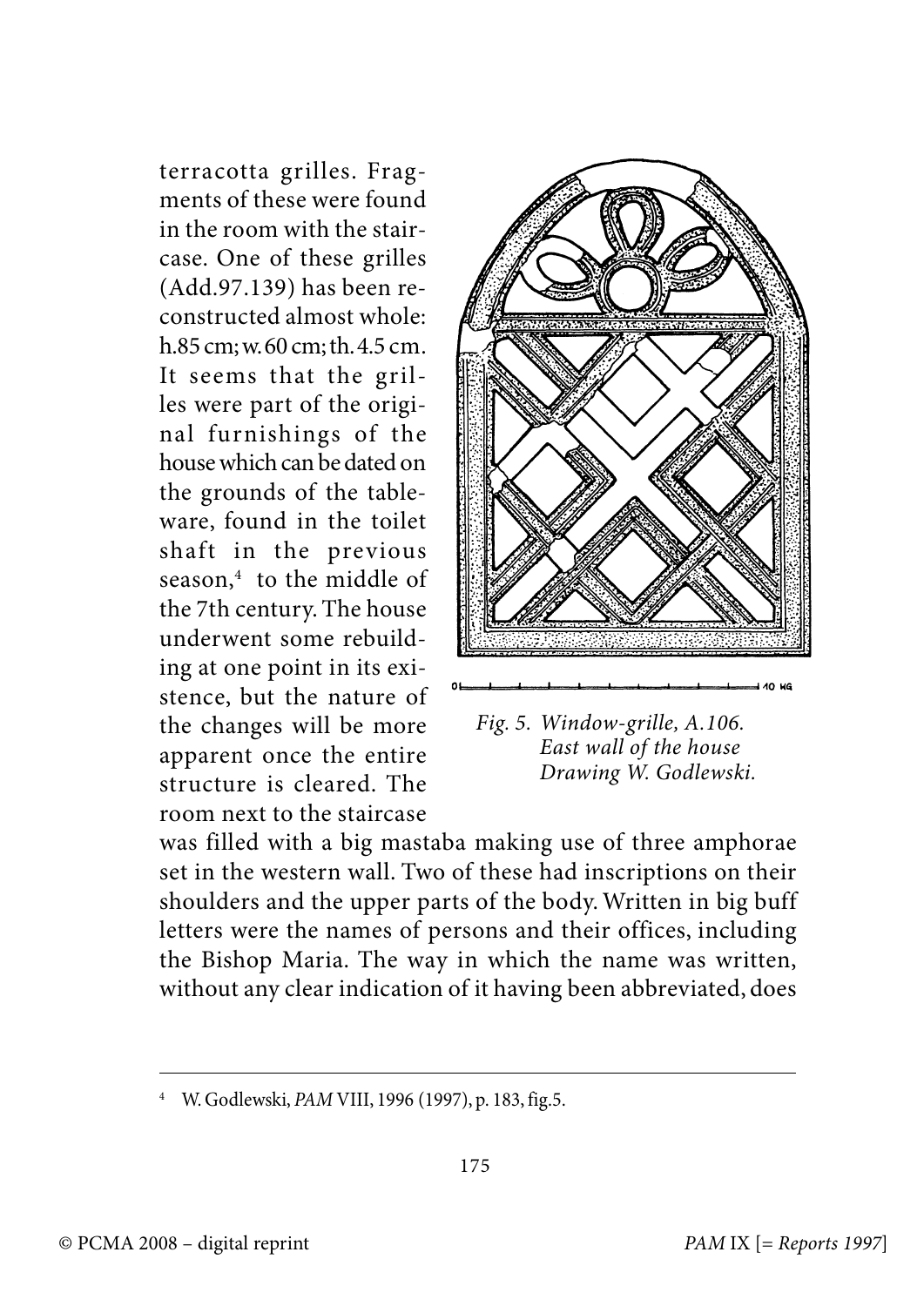terracotta grilles. Fragments of these were found in the room with the staircase. One of these grilles (Add.97.139) has been reconstructed almost whole: h.85 cm; w.60 cm; th.4.5 cm. It seems that the grilles were part of the original furnishings of the house which can be dated on the grounds of the tableware, found in the toilet shaft in the previous season,[4] to the middle of the 7th century. The house underwent some rebuilding at one point in its existence, but the nature of the changes will be more apparent once the entire structure is cleared. The room next to the staircase was filled with a big mastaba making use of three amphorae set in the western wall. Two of these had inscriptions on their shoulders and the upper parts of the body. Written in big buff letters were the names of persons and their offices, including the Bishop Maria. The way in which the name was written, without any clear indication of it having been abbreviated, does

*Fig. 5. Window-grille, A.106. East wall of the house Drawing W. Godlewski.*

---

[4] W. Godlewski, *PAM* VIII, 1996 (1997), p. 183, fig.5.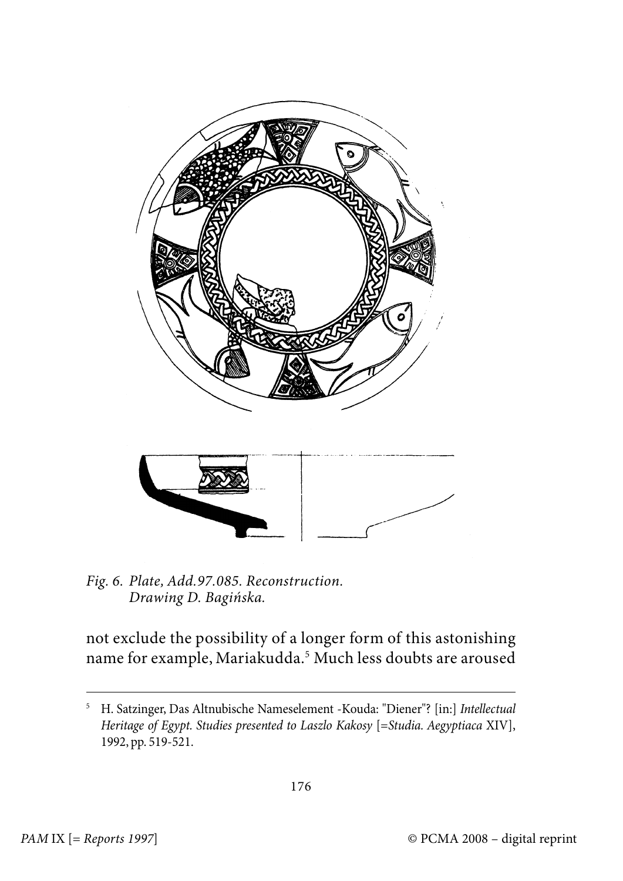*Fig. 6. Plate, Add.97.085. Reconstruction. Drawing D. Bagińska.*

not exclude the possibility of a longer form of this astonishing name for example, Mariakudda.[5] Much less doubts are aroused

---

[5] H. Satzinger, Das Altnubische Nameselement -Kouda: "Diener"? [in:] *Intellectual Heritage of Egypt. Studies presented to Laszlo Kakosy* [=*Studia. Aegyptiaca* XIV], 1992, pp. 519-521.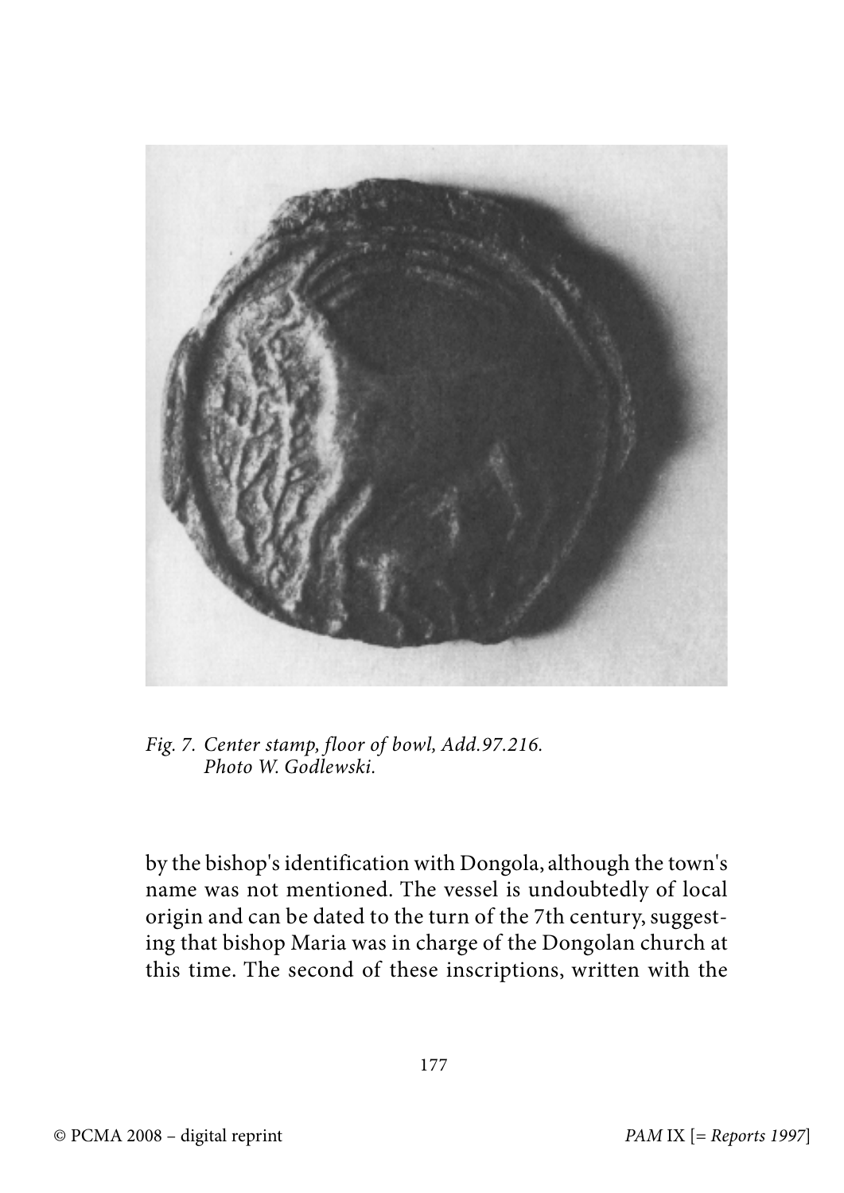*Fig. 7. Center stamp, floor of bowl, Add.97.216. Photo W. Godlewski.*

by the bishop's identification with Dongola, although the town's name was not mentioned. The vessel is undoubtedly of local origin and can be dated to the turn of the 7th century, suggesting that bishop Maria was in charge of the Dongolan church at this time. The second of these inscriptions, written with the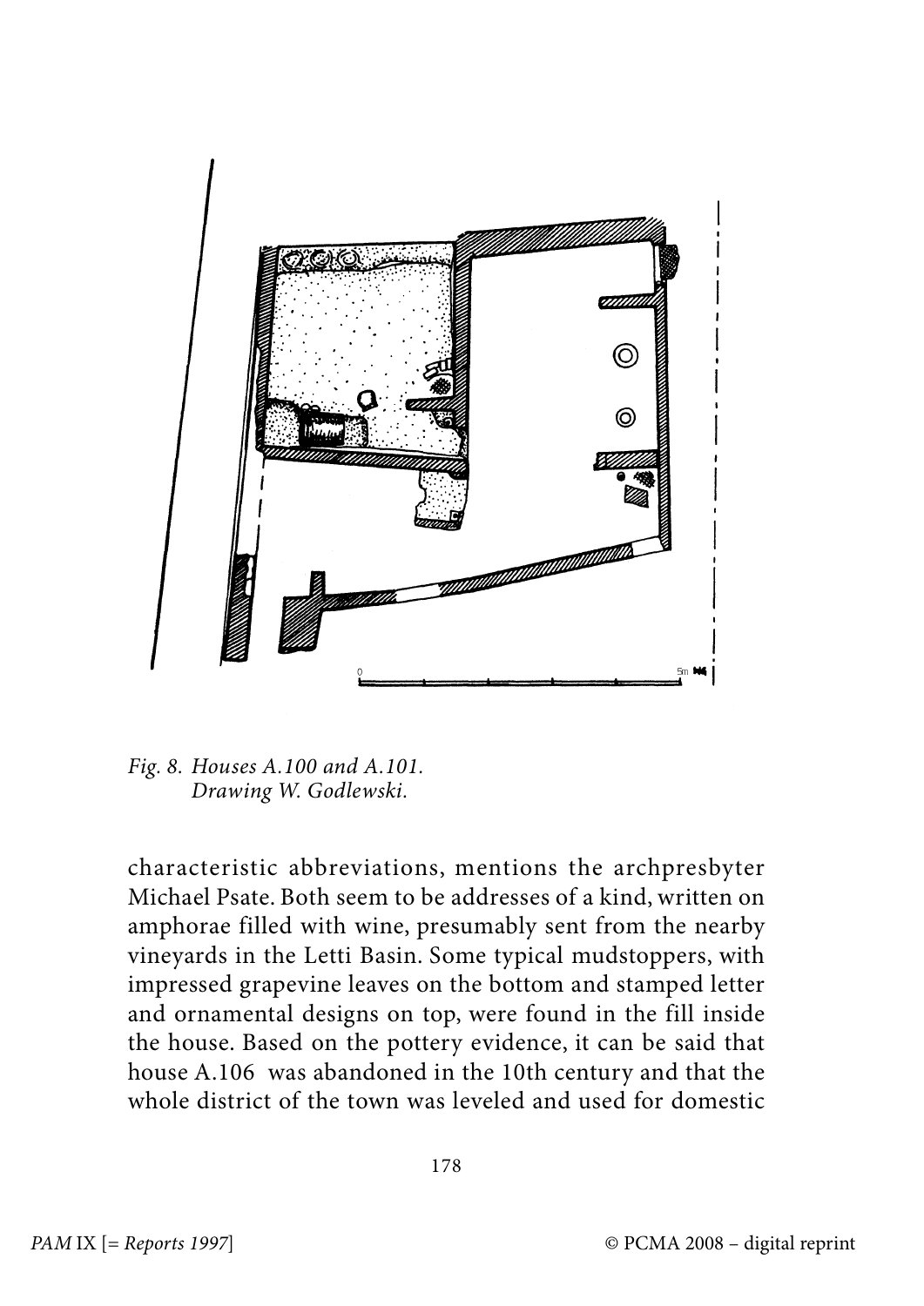*Fig. 8. Houses A.100 and A.101.*
*Drawing W. Godlewski.*

characteristic abbreviations, mentions the archpresbyter Michael Psate. Both seem to be addresses of a kind, written on amphorae filled with wine, presumably sent from the nearby vineyards in the Letti Basin. Some typical mudstoppers, with impressed grapevine leaves on the bottom and stamped letter and ornamental designs on top, were found in the fill inside the house. Based on the pottery evidence, it can be said that house A.106 was abandoned in the 10th century and that the whole district of the town was leveled and used for domestic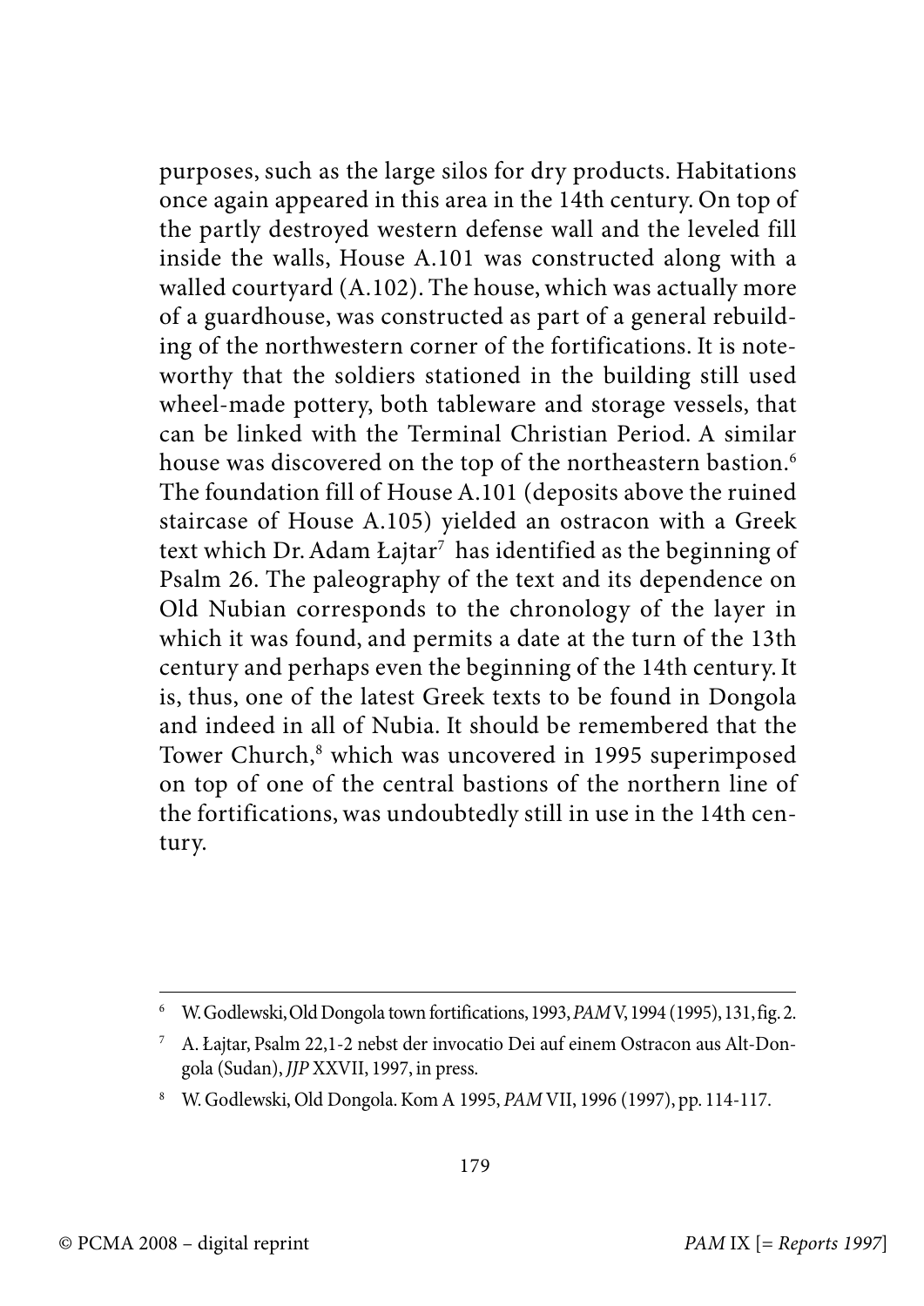purposes, such as the large silos for dry products. Habitations once again appeared in this area in the 14th century. On top of the partly destroyed western defense wall and the leveled fill inside the walls, House A.101 was constructed along with a walled courtyard (A.102). The house, which was actually more of a guardhouse, was constructed as part of a general rebuilding of the northwestern corner of the fortifications. It is noteworthy that the soldiers stationed in the building still used wheel-made pottery, both tableware and storage vessels, that can be linked with the Terminal Christian Period. A similar house was discovered on the top of the northeastern bastion.[6] The foundation fill of House A.101 (deposits above the ruined staircase of House A.105) yielded an ostracon with a Greek text which Dr. Adam Łajtar[7] has identified as the beginning of Psalm 26. The paleography of the text and its dependence on Old Nubian corresponds to the chronology of the layer in which it was found, and permits a date at the turn of the 13th century and perhaps even the beginning of the 14th century. It is, thus, one of the latest Greek texts to be found in Dongola and indeed in all of Nubia. It should be remembered that the Tower Church,[8] which was uncovered in 1995 superimposed on top of one of the central bastions of the northern line of the fortifications, was undoubtedly still in use in the 14th century.

---

[6] W. Godlewski, Old Dongola town fortifications, 1993, *PAM* V, 1994 (1995), 131, fig. 2.

[7] A. Łajtar, Psalm 22,1-2 nebst der invocatio Dei auf einem Ostracon aus Alt-Dongola (Sudan), *JJP* XXVII, 1997, in press.

[8] W. Godlewski, Old Dongola. Kom A 1995, *PAM* VII, 1996 (1997), pp. 114-117.